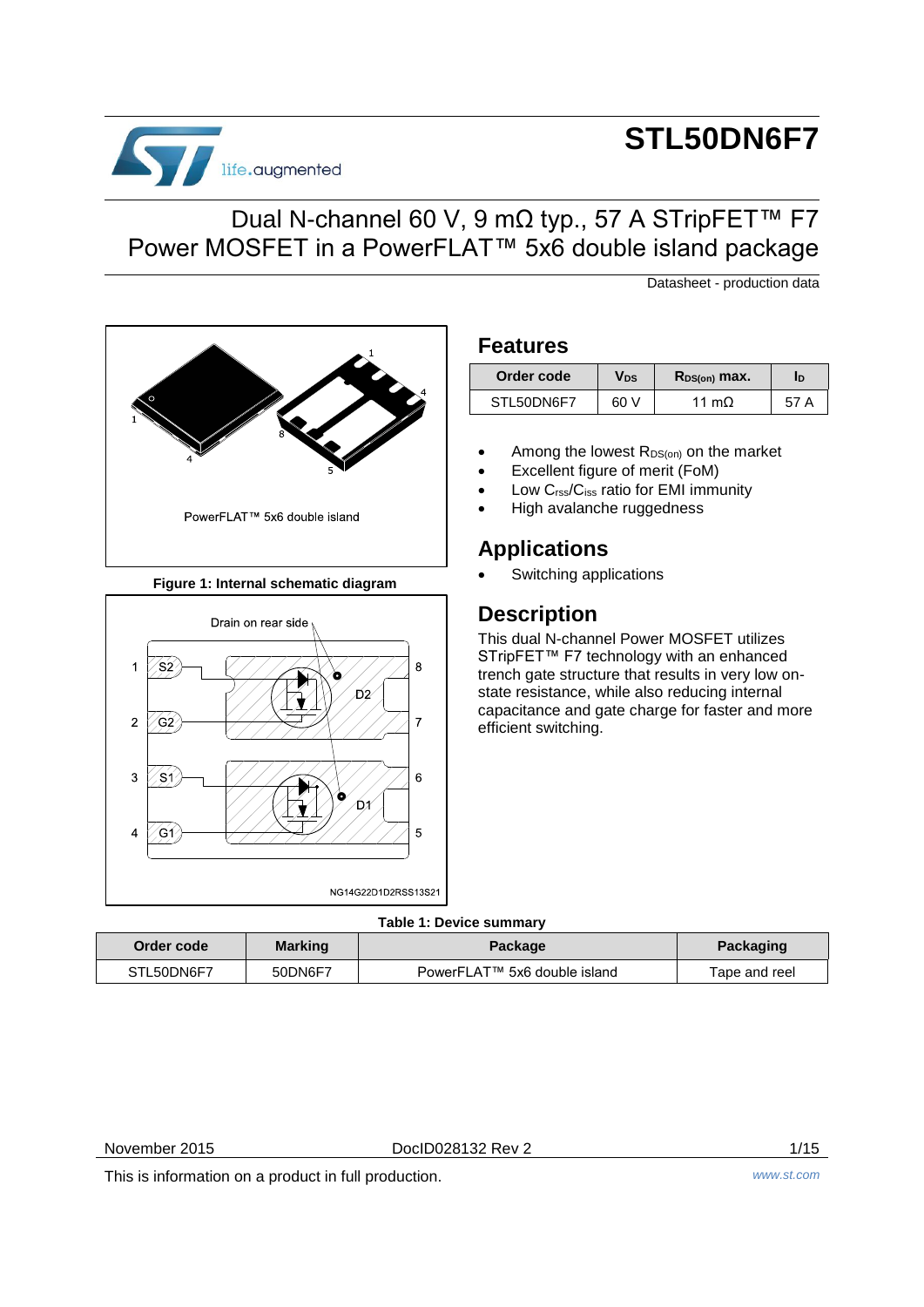# STL50DN6F7

## Dual N-channel 60 V, 9 mΩ typ., 57 A STripFET™ F7 Power MOSFET in a PowerFLAT™ 5x6 double island package

Datasheet - production data

PowerFLAT™ 5x6 double island

**Figure 1: Internal schematic diagram**

## Features

| Order code | $V_{DS}$ | $R_{DS(on)}$ max. | $I_D$ |
|---|---|---|---|
| STL50DN6F7 | 60 V | 11 mΩ | 57 A |

- Among the lowest $R_{DS(on)}$ on the market
- Excellent figure of merit (FoM)
- Low $C_{rss}/C_{iss}$ ratio for EMI immunity
- High avalanche ruggedness

## Applications

- Switching applications

## Description

This dual N-channel Power MOSFET utilizes STripFET™ F7 technology with an enhanced trench gate structure that results in very low on-state resistance, while also reducing internal capacitance and gate charge for faster and more efficient switching.

**Table 1: Device summary**

| Order code | Marking | Package | Packaging |
|---|---|---|---|
| STL50DN6F7 | 50DN6F7 | PowerFLAT™ 5x6 double island | Tape and reel |

November 2015 DocID028132 Rev 2

This is information on a product in full production.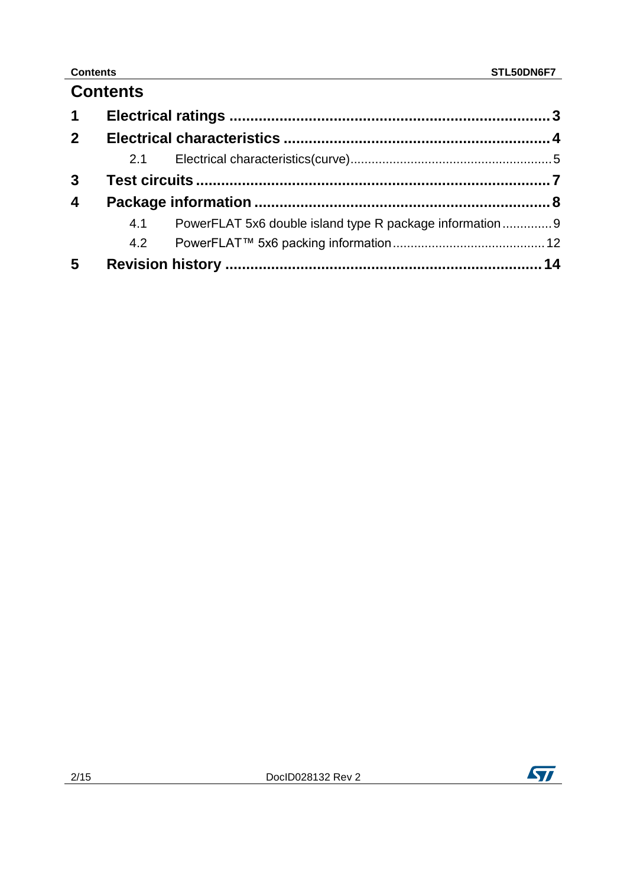# Contents

| | | |
|---|---|---|
| **1** | **Electrical ratings** | **3** |
| **2** | **Electrical characteristics** | **4** |
| 2.1 | Electrical characteristics(curve) | 5 |
| **3** | **Test circuits** | **7** |
| **4** | **Package information** | **8** |
| 4.1 | PowerFLAT 5x6 double island type R package information | 9 |
| 4.2 | PowerFLAT™ 5x6 packing information | 12 |
| **5** | **Revision history** | **14** |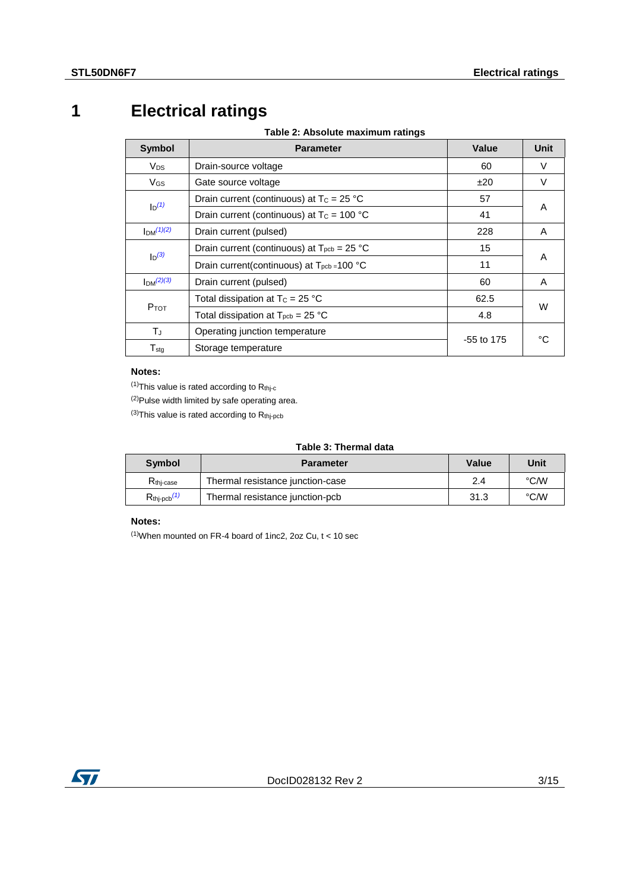# 1 Electrical ratings

**Table 2: Absolute maximum ratings**

| Symbol | Parameter | Value | Unit |
|---|---|---|---|
| $V_{DS}$ | Drain-source voltage | 60 | V |
| $V_{GS}$ | Gate source voltage | ±20 | V |
| $I_D$ (1) | Drain current (continuous) at $T_C$ = 25 °C | 57 | A |
| | Drain current (continuous) at $T_C$ = 100 °C | 41 | |
| $I_{DM}$ (1)(2) | Drain current (pulsed) | 228 | A |
| $I_D$ (3) | Drain current (continuous) at $T_{pcb}$ = 25 °C | 15 | A |
| | Drain current(continuous) at $T_{pcb}$ =100 °C | 11 | |
| $I_{DM}$ (2)(3) | Drain current (pulsed) | 60 | A |
| $P_{TOT}$ | Total dissipation at $T_C$ = 25 °C | 62.5 | W |
| | Total dissipation at $T_{pcb}$ = 25 °C | 4.8 | |
| $T_J$ | Operating junction temperature | -55 to 175 | °C |
| $T_{stg}$ | Storage temperature | | |

**Notes:**

(1)This value is rated according to $R_{thj-c}$

(2)Pulse width limited by safe operating area.

(3)This value is rated according to $R_{thj-pcb}$

**Table 3: Thermal data**

| Symbol | Parameter | Value | Unit |
|---|---|---|---|
| $R_{thj-case}$ | Thermal resistance junction-case | 2.4 | °C/W |
| $R_{thj-pcb}$ (1) | Thermal resistance junction-pcb | 31.3 | °C/W |

**Notes:**

(1)When mounted on FR-4 board of 1inc2, 2oz Cu, t < 10 sec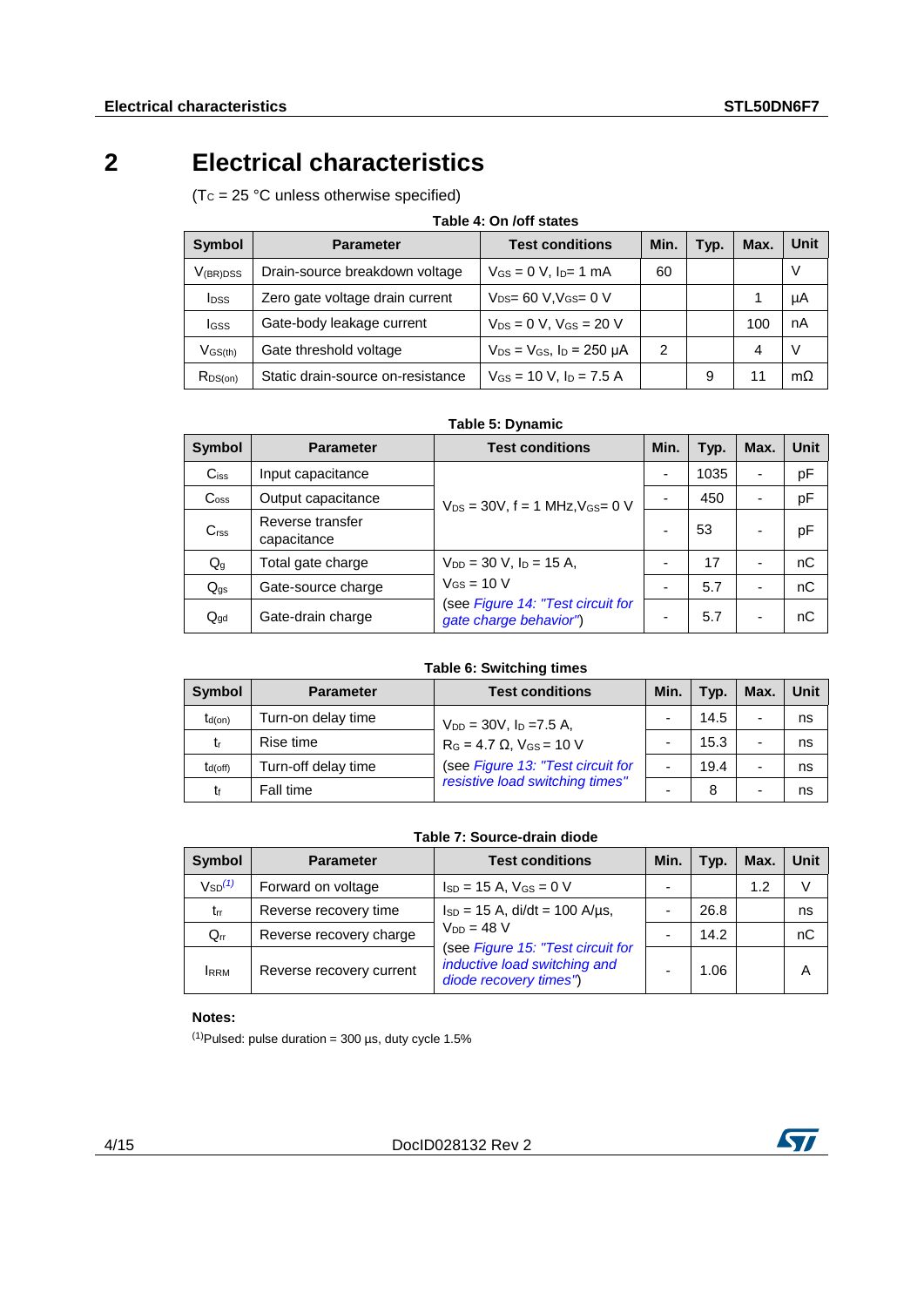# 2 Electrical characteristics

($T_C$ = 25 °C unless otherwise specified)

**Table 4: On /off states**

| Symbol | Parameter | Test conditions | Min. | Typ. | Max. | Unit |
|---|---|---|---|---|---|---|
| $V_{(BR)DSS}$ | Drain-source breakdown voltage | $V_{GS}$ = 0 V, $I_D$= 1 mA | 60 | | | V |
| $I_{DSS}$ | Zero gate voltage drain current | $V_{DS}$= 60 V,$V_{GS}$= 0 V | | | 1 | µA |
| $I_{GSS}$ | Gate-body leakage current | $V_{DS}$ = 0 V, $V_{GS}$ = 20 V | | | 100 | nA |
| $V_{GS(th)}$ | Gate threshold voltage | $V_{DS}$ = $V_{GS}$, $I_D$ = 250 µA | 2 | | 4 | V |
| $R_{DS(on)}$ | Static drain-source on-resistance | $V_{GS}$ = 10 V, $I_D$ = 7.5 A | | 9 | 11 | mΩ |

**Table 5: Dynamic**

| Symbol | Parameter | Test conditions | Min. | Typ. | Max. | Unit |
|---|---|---|---|---|---|---|
| $C_{iss}$ | Input capacitance | $V_{DS}$ = 30V, f = 1 MHz,$V_{GS}$= 0 V | - | 1035 | - | pF |
| $C_{oss}$ | Output capacitance | | - | 450 | - | pF |
| $C_{rss}$ | Reverse transfer capacitance | | - | 53 | - | pF |
| $Q_g$ | Total gate charge | $V_{DD}$ = 30 V, $I_D$ = 15 A, $V_{GS}$ = 10 V (see *Figure 14: "Test circuit for gate charge behavior"*) | - | 17 | - | nC |
| $Q_{gs}$ | Gate-source charge | | - | 5.7 | - | nC |
| $Q_{gd}$ | Gate-drain charge | | - | 5.7 | - | nC |

**Table 6: Switching times**

| Symbol | Parameter | Test conditions | Min. | Typ. | Max. | Unit |
|---|---|---|---|---|---|---|
| $t_{d(on)}$ | Turn-on delay time | $V_{DD}$ = 30V, $I_D$ =7.5 A, $R_G$ = 4.7 Ω, $V_{GS}$ = 10 V (see *Figure 13: "Test circuit for resistive load switching times"*) | - | 14.5 | - | ns |
| $t_r$ | Rise time | | - | 15.3 | - | ns |
| $t_{d(off)}$ | Turn-off delay time | | - | 19.4 | - | ns |
| $t_f$ | Fall time | | - | 8 | - | ns |

**Table 7: Source-drain diode**

| Symbol | Parameter | Test conditions | Min. | Typ. | Max. | Unit |
|---|---|---|---|---|---|---|
| $V_{SD}$[(1)] | Forward on voltage | $I_{SD}$ = 15 A, $V_{GS}$ = 0 V | - | | 1.2 | V |
| $t_{rr}$ | Reverse recovery time | $I_{SD}$ = 15 A, di/dt = 100 A/µs, $V_{DD}$ = 48 V (see *Figure 15: "Test circuit for inductive load switching and diode recovery times"*) | - | 26.8 | | ns |
| $Q_{rr}$ | Reverse recovery charge | | - | 14.2 | | nC |
| $I_{RRM}$ | Reverse recovery current | | - | 1.06 | | A |

**Notes:**

[(1)]Pulsed: pulse duration = 300 µs, duty cycle 1.5%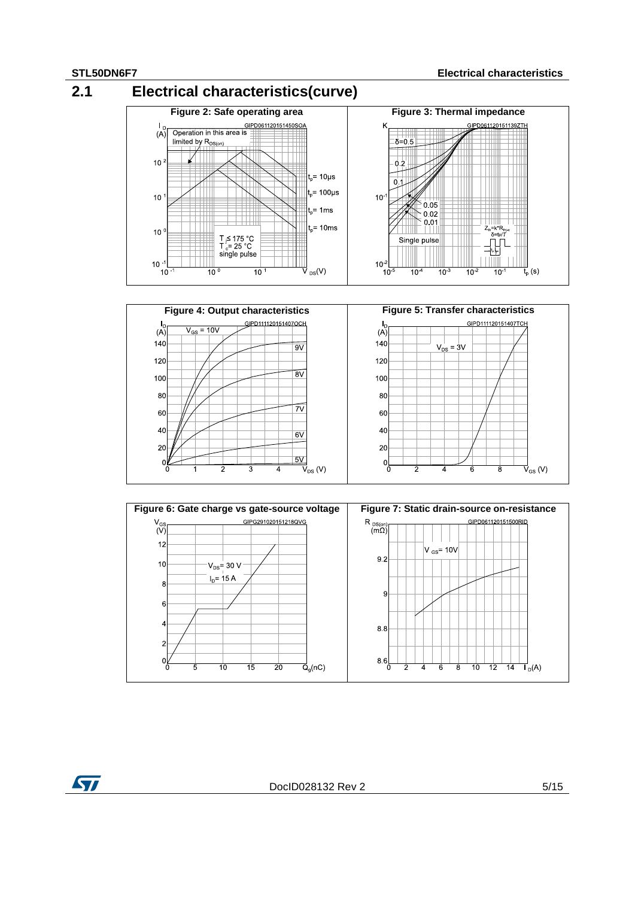## 2.1 Electrical characteristics(curve)

**Figure 2: Safe operating area**

Operation in this area is limited by $R_{DS(on)}$

$t_p$ = 10µs, $t_p$ = 100µs, $t_p$ = 1ms, $t_p$ = 10ms

$T_j \leq 175$ °C, $T_c$ = 25 °C, single pulse

**Figure 3: Thermal impedance**

δ=0.5, 0.2, 0.1, 0.05, 0.02, 0.01, Single pulse

$Z_{th} = k \cdot R_{thj\text{-}c}$, $\delta = t_p/T$

**Figure 4: Output characteristics**

$V_{GS}$ = 10V, 9V, 8V, 7V, 6V, 5V

**Figure 5: Transfer characteristics**

$V_{DS}$ = 3V

**Figure 6: Gate charge vs gate-source voltage**

$V_{DS}$ = 30 V, $I_D$ = 15 A

**Figure 7: Static drain-source on-resistance**

$V_{GS}$ = 10V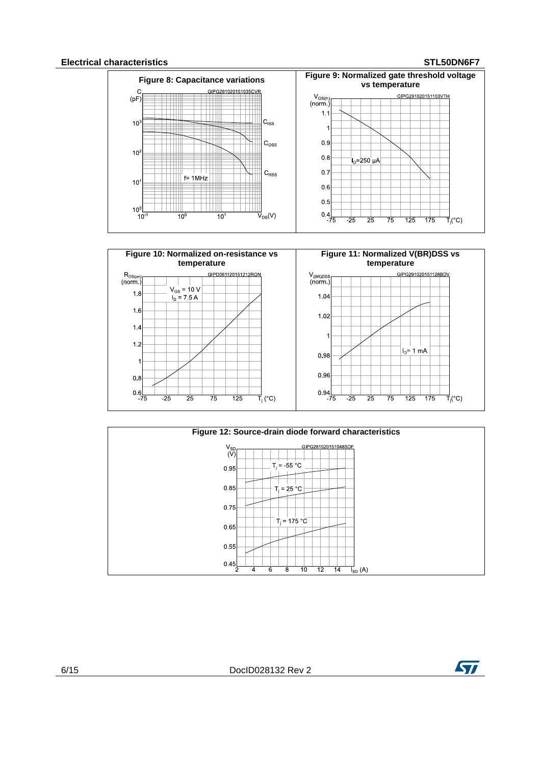**Figure 8: Capacitance variations**

**Figure 9: Normalized gate threshold voltage vs temperature**

**Figure 10: Normalized on-resistance vs temperature**

**Figure 11: Normalized V(BR)DSS vs temperature**

**Figure 12: Source-drain diode forward characteristics**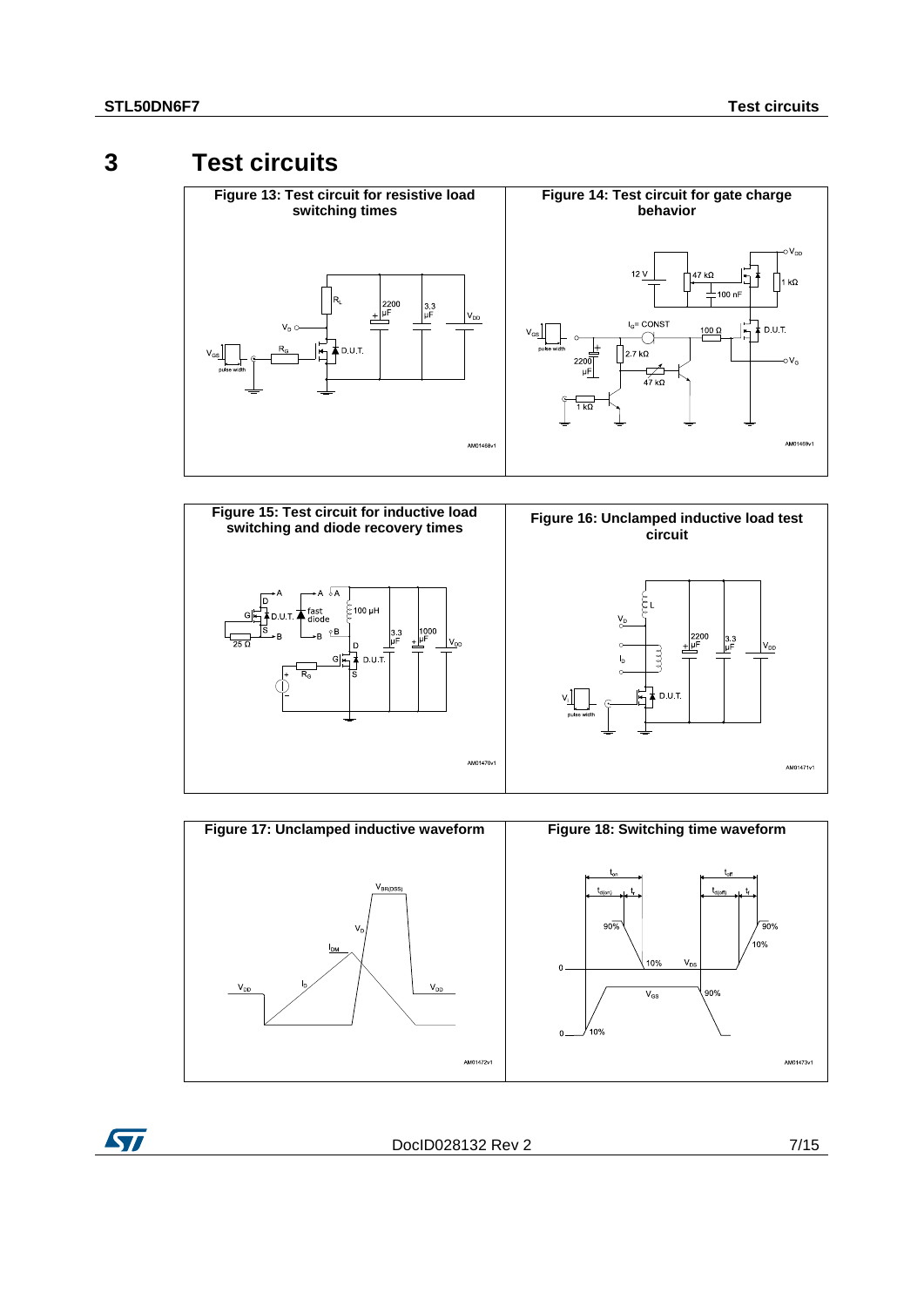# 3 Test circuits

**Figure 13: Test circuit for resistive load switching times**

**Figure 14: Test circuit for gate charge behavior**

**Figure 15: Test circuit for inductive load switching and diode recovery times**

**Figure 16: Unclamped inductive load test circuit**

**Figure 17: Unclamped inductive waveform**

**Figure 18: Switching time waveform**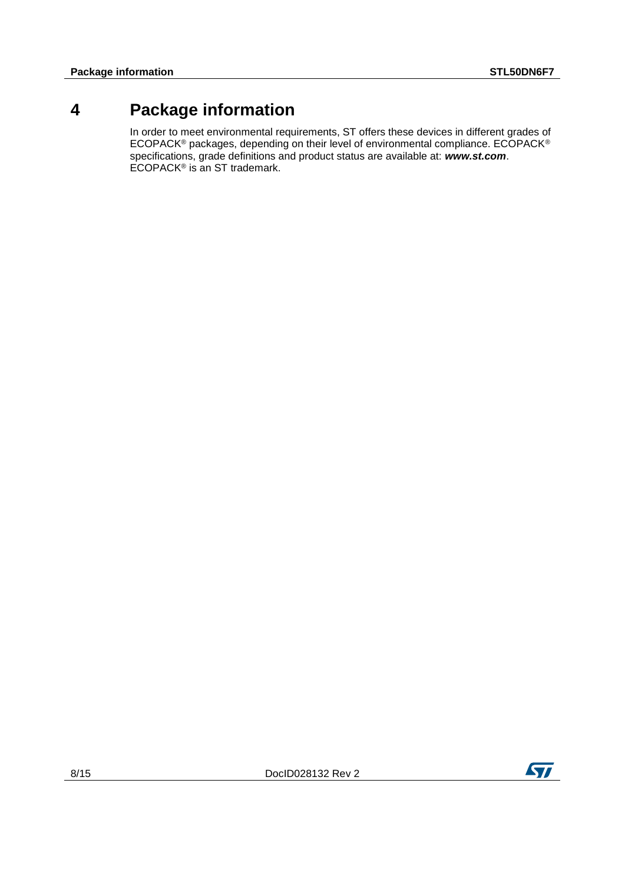# 4 Package information

In order to meet environmental requirements, ST offers these devices in different grades of ECOPACK® packages, depending on their level of environmental compliance. ECOPACK® specifications, grade definitions and product status are available at: ***www.st.com***. ECOPACK® is an ST trademark.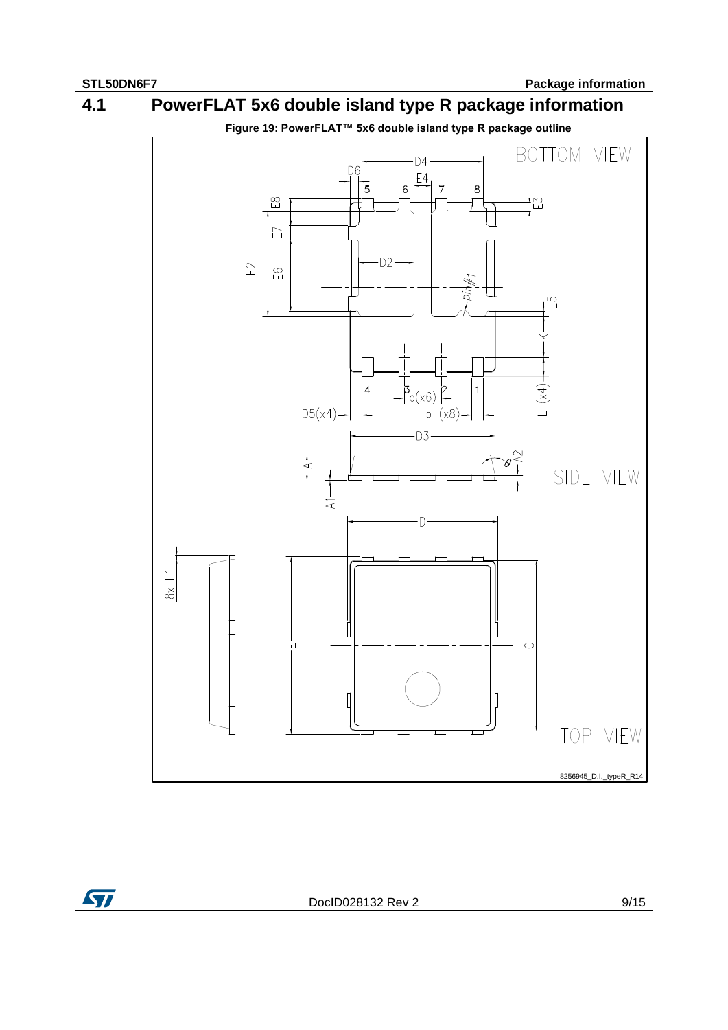## 4.1 PowerFLAT 5x6 double island type R package information

**Figure 19: PowerFLAT™ 5x6 double island type R package outline**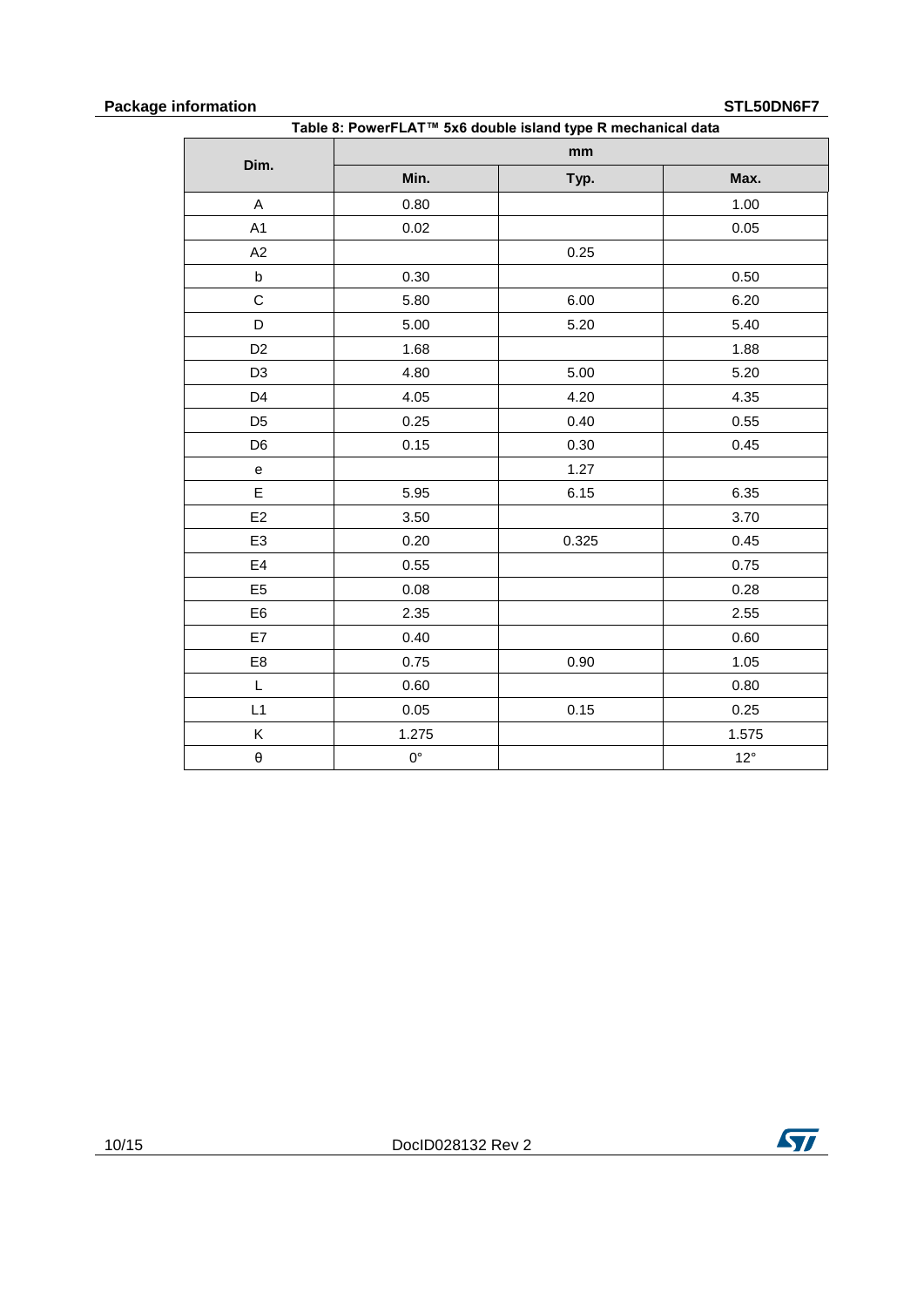Table 8: PowerFLAT™ 5x6 double island type R mechanical data

| Dim. | mm | | |
|---|---|---|---|
| | Min. | Typ. | Max. |
| A | 0.80 | | 1.00 |
| A1 | 0.02 | | 0.05 |
| A2 | | 0.25 | |
| b | 0.30 | | 0.50 |
| C | 5.80 | 6.00 | 6.20 |
| D | 5.00 | 5.20 | 5.40 |
| D2 | 1.68 | | 1.88 |
| D3 | 4.80 | 5.00 | 5.20 |
| D4 | 4.05 | 4.20 | 4.35 |
| D5 | 0.25 | 0.40 | 0.55 |
| D6 | 0.15 | 0.30 | 0.45 |
| e | | 1.27 | |
| E | 5.95 | 6.15 | 6.35 |
| E2 | 3.50 | | 3.70 |
| E3 | 0.20 | 0.325 | 0.45 |
| E4 | 0.55 | | 0.75 |
| E5 | 0.08 | | 0.28 |
| E6 | 2.35 | | 2.55 |
| E7 | 0.40 | | 0.60 |
| E8 | 0.75 | 0.90 | 1.05 |
| L | 0.60 | | 0.80 |
| L1 | 0.05 | 0.15 | 0.25 |
| K | 1.275 | | 1.575 |
| θ | 0° | | 12° |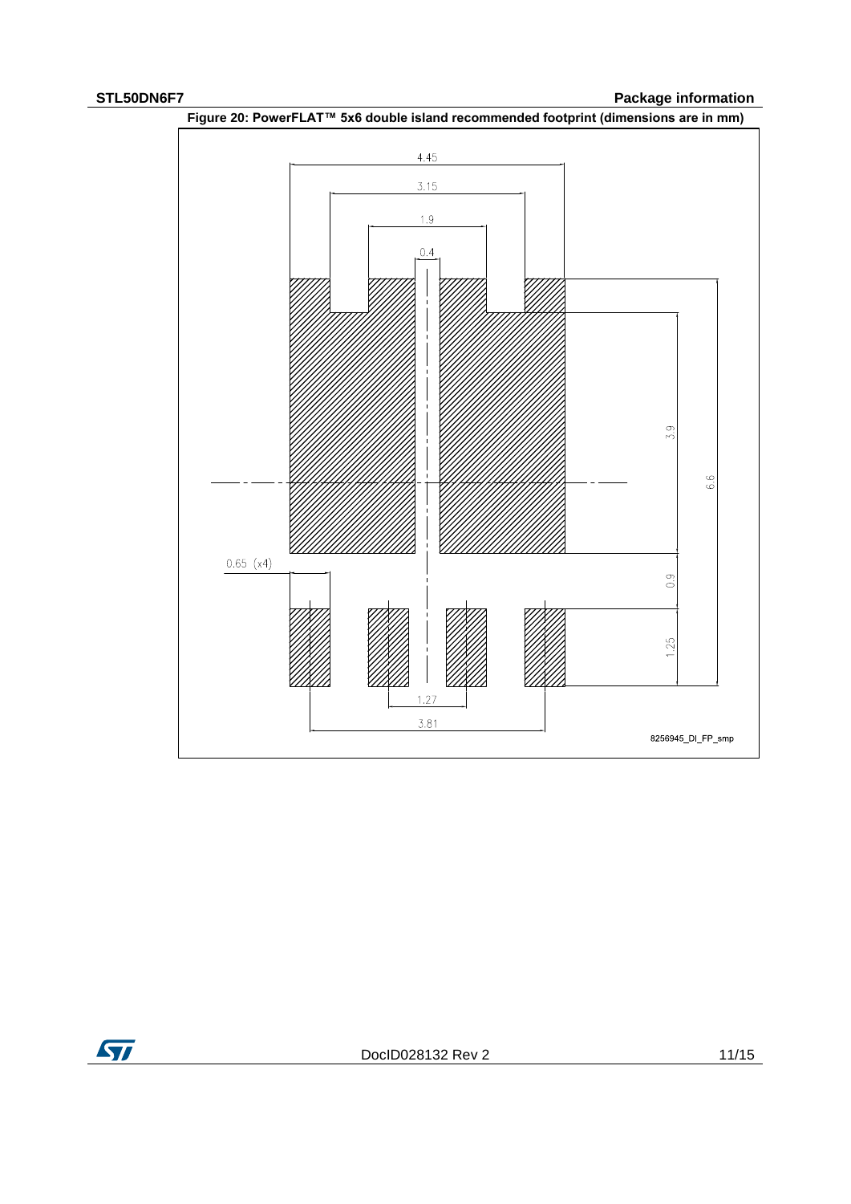Figure 20: PowerFLAT™ 5x6 double island recommended footprint (dimensions are in mm)

4.45

3.15

1.9

0.4

3.9

6.6

0.65 (x4)

0.9

1.25

1.27

3.81

8256945_DI_FP_smp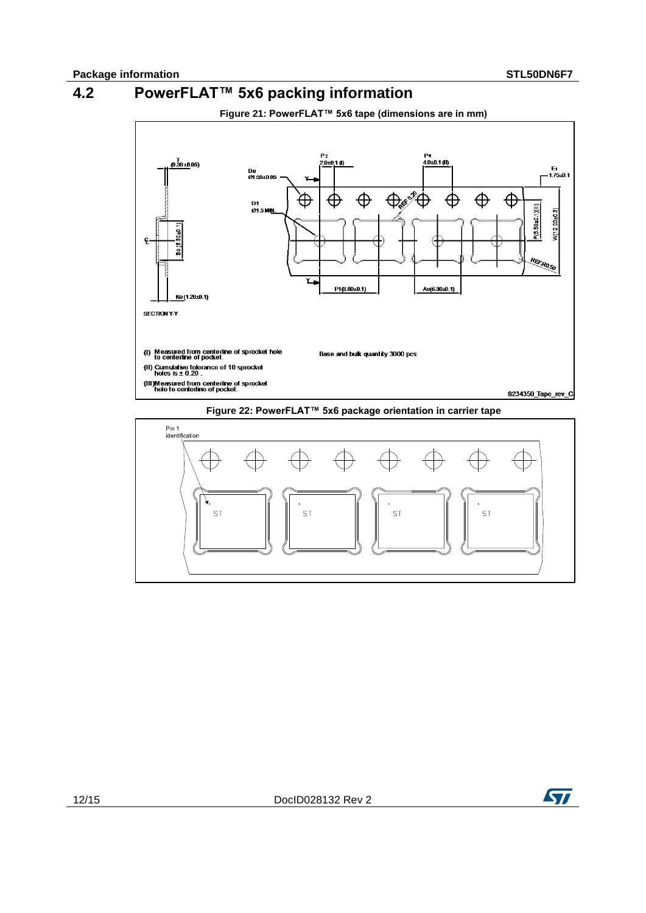## 4.2 PowerFLAT™ 5x6 packing information

**Figure 21: PowerFLAT™ 5x6 tape (dimensions are in mm)**

T (0.30±0.05)

Do Ø1.55±0.05

D1 Ø1.5 MIN.

P2 2.0±0.1 (I)

Po 4.0±0.1 (II)

E1 1.75±0.1

F(5.50±0.1)(III)

W(12.00±0.3)

REF 0.20

REF R0.50

Bo (6.30±0.1)

Ko (1.20±0.1)

P1(8.00±0.1)

Ao(6.30±0.1)

SECTION Y-Y

(I) Measured from centerline of sprocket hole to centerline of pocket.

(II) Cumulative tolerance of 10 sprocket holes is ± 0.20 .

(III) Measured from centerline of sprocket hole to centerline of pocket.

Base and bulk quantity 3000 pcs

8234350_Tape_rev_C

**Figure 22: PowerFLAT™ 5x6 package orientation in carrier tape**

Pin 1 identification

ST ST ST ST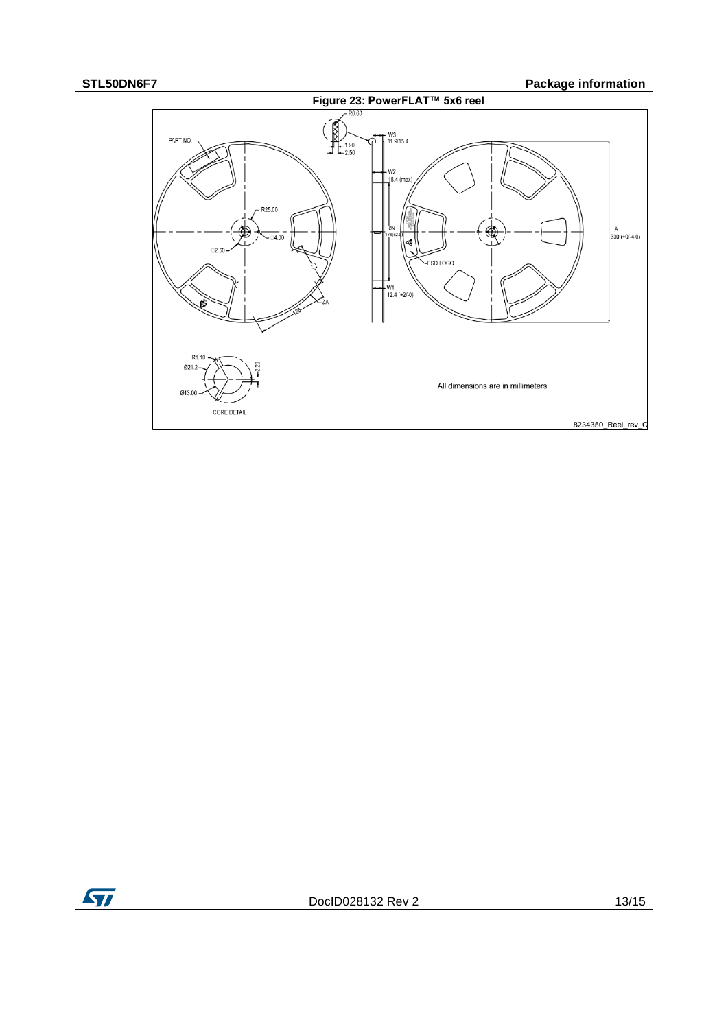**Figure 23: PowerFLAT™ 5x6 reel**

PART NO.

R0.60

1.90

2.50

W3
11.9/15.4

W2
18.4 (max)

R25.00

ØN
178(±2.0)

4.00

2.50

ESD LOGO

A
330 (+0/-4.0)

W1
12.4 (+2/-0)

ØA

R1.10

Ø21.2

2.20

Ø13.00

CORE DETAIL

All dimensions are in millimeters

8234350_Reel_rev_C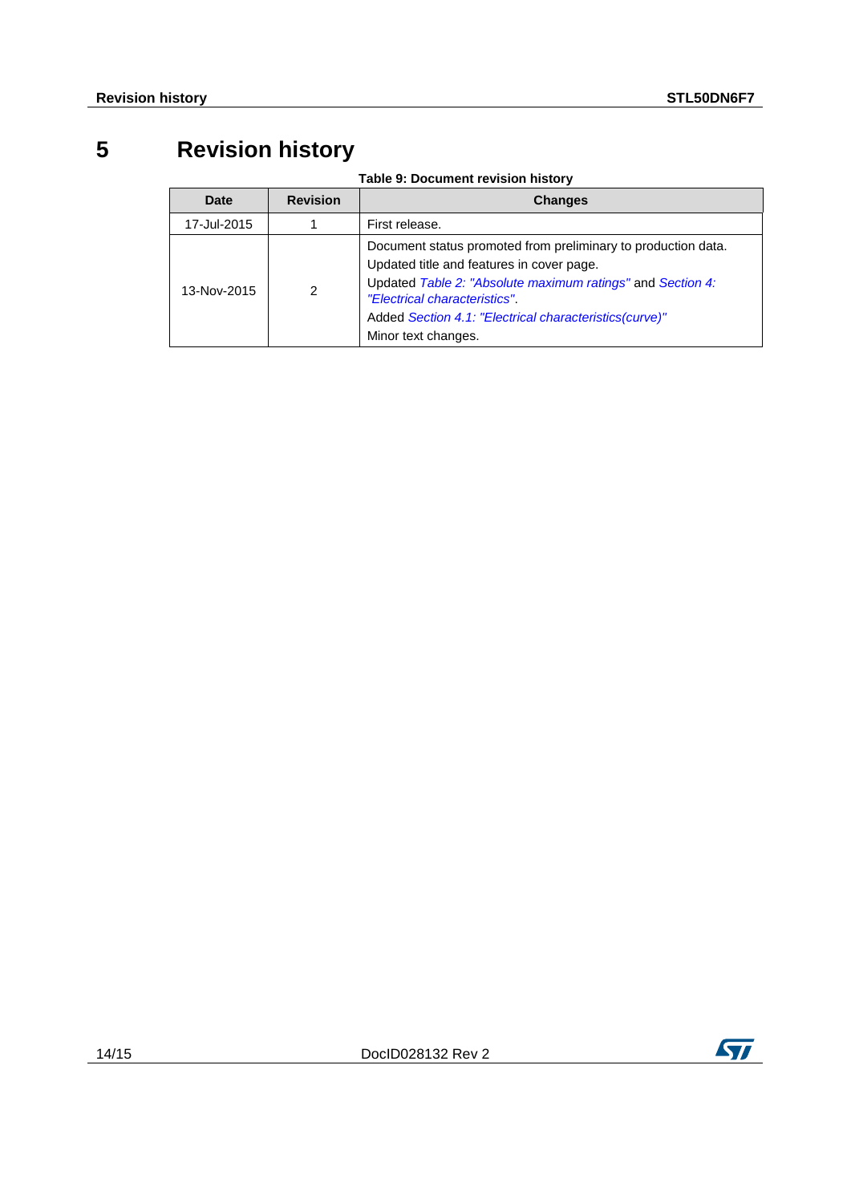# 5 Revision history

**Table 9: Document revision history**

| Date | Revision | Changes |
|---|---|---|
| 17-Jul-2015 | 1 | First release. |
| 13-Nov-2015 | 2 | Document status promoted from preliminary to production data.<br>Updated title and features in cover page.<br>Updated *Table 2: "Absolute maximum ratings"* and *Section 4: "Electrical characteristics"*.<br>Added *Section 4.1: "Electrical characteristics(curve)"*<br>Minor text changes. |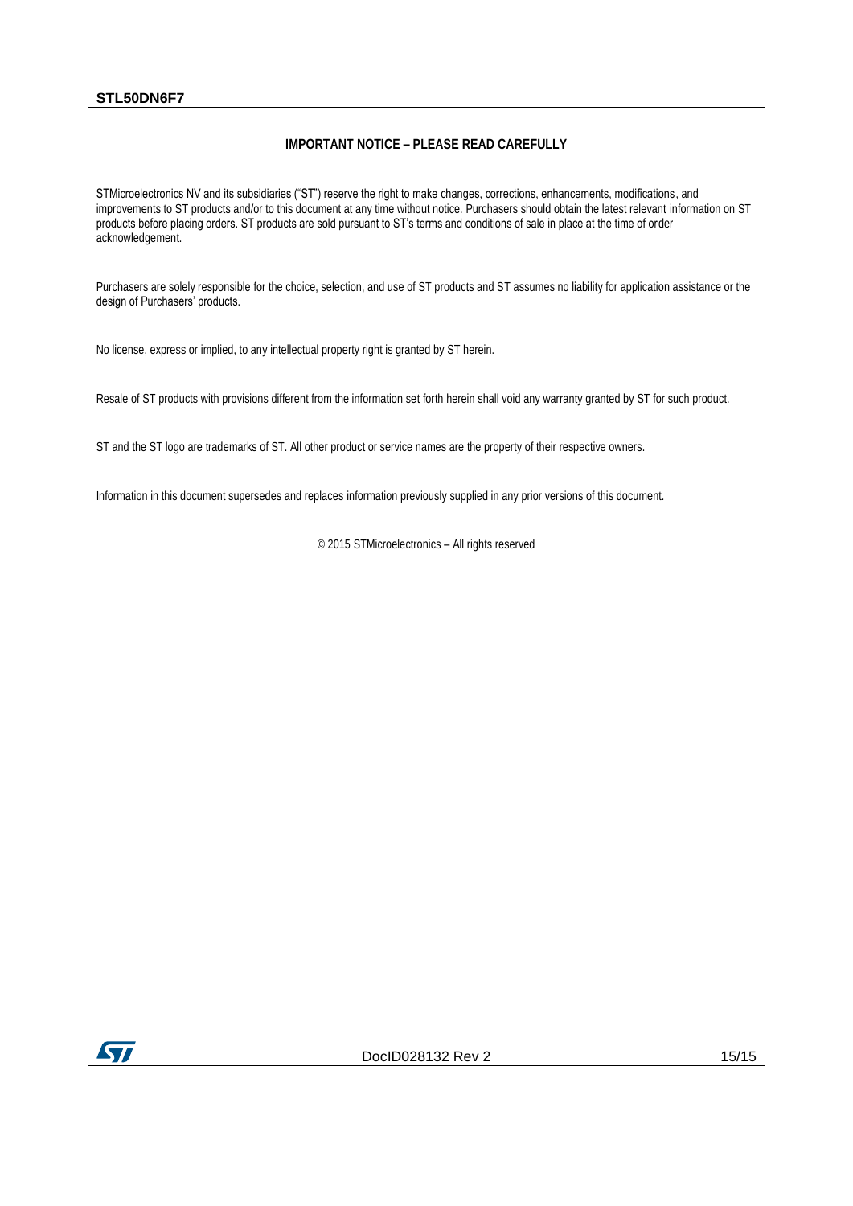## IMPORTANT NOTICE – PLEASE READ CAREFULLY

STMicroelectronics NV and its subsidiaries (“ST”) reserve the right to make changes, corrections, enhancements, modifications, and improvements to ST products and/or to this document at any time without notice. Purchasers should obtain the latest relevant information on ST products before placing orders. ST products are sold pursuant to ST’s terms and conditions of sale in place at the time of order acknowledgement.

Purchasers are solely responsible for the choice, selection, and use of ST products and ST assumes no liability for application assistance or the design of Purchasers’ products.

No license, express or implied, to any intellectual property right is granted by ST herein.

Resale of ST products with provisions different from the information set forth herein shall void any warranty granted by ST for such product.

ST and the ST logo are trademarks of ST. All other product or service names are the property of their respective owners.

Information in this document supersedes and replaces information previously supplied in any prior versions of this document.

© 2015 STMicroelectronics – All rights reserved